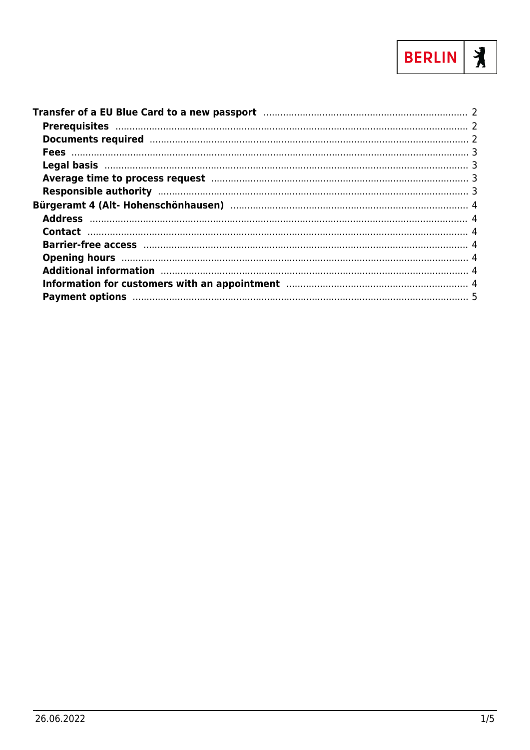BERLIN

- **Transfer of a EU Blue Card to a new passport** ........ 2
  - **Prerequisites** ........ 2
  - **Documents required** ........ 2
  - **Fees** ........ 3
  - **Legal basis** ........ 3
  - **Average time to process request** ........ 3
  - **Responsible authority** ........ 3
- **Bürgeramt 4 (Alt- Hohenschönhausen)** ........ 4
  - **Address** ........ 4
  - **Contact** ........ 4
  - **Barrier-free access** ........ 4
  - **Opening hours** ........ 4
  - **Additional information** ........ 4
  - **Information for customers with an appointment** ........ 4
  - **Payment options** ........ 5

26.06.2022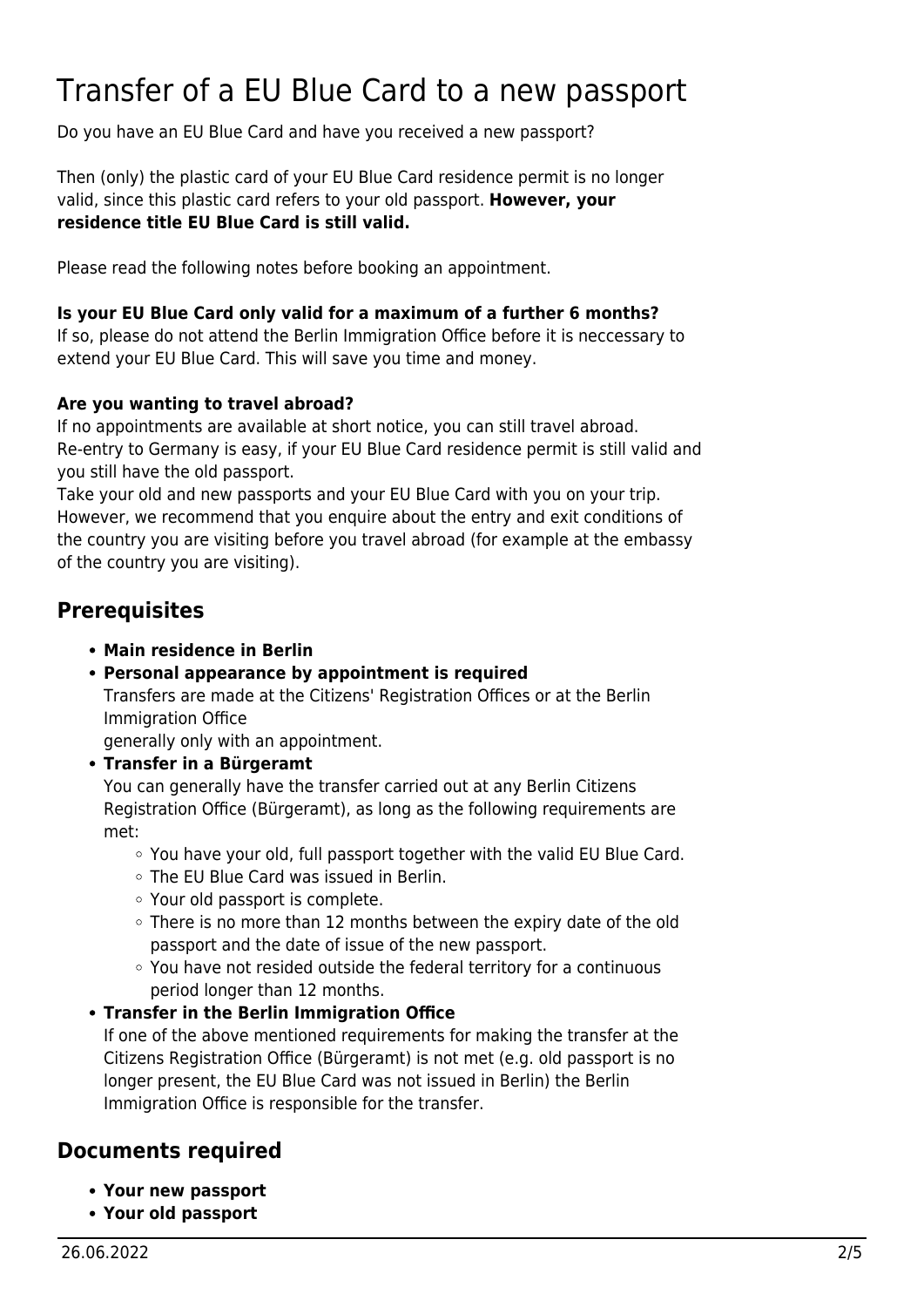# Transfer of a EU Blue Card to a new passport

Do you have an EU Blue Card and have you received a new passport?

Then (only) the plastic card of your EU Blue Card residence permit is no longer valid, since this plastic card refers to your old passport. **However, your residence title EU Blue Card is still valid.**

Please read the following notes before booking an appointment.

**Is your EU Blue Card only valid for a maximum of a further 6 months?**
If so, please do not attend the Berlin Immigration Office before it is neccessary to extend your EU Blue Card. This will save you time and money.

**Are you wanting to travel abroad?**
If no appointments are available at short notice, you can still travel abroad. Re-entry to Germany is easy, if your EU Blue Card residence permit is still valid and you still have the old passport.
Take your old and new passports and your EU Blue Card with you on your trip. However, we recommend that you enquire about the entry and exit conditions of the country you are visiting before you travel abroad (for example at the embassy of the country you are visiting).

## Prerequisites

- **Main residence in Berlin**
- **Personal appearance by appointment is required**
  Transfers are made at the Citizens' Registration Offices or at the Berlin Immigration Office
  generally only with an appointment.
- **Transfer in a Bürgeramt**
  You can generally have the transfer carried out at any Berlin Citizens Registration Office (Bürgeramt), as long as the following requirements are met:
  - You have your old, full passport together with the valid EU Blue Card.
  - The EU Blue Card was issued in Berlin.
  - Your old passport is complete.
  - There is no more than 12 months between the expiry date of the old passport and the date of issue of the new passport.
  - You have not resided outside the federal territory for a continuous period longer than 12 months.
- **Transfer in the Berlin Immigration Office**
  If one of the above mentioned requirements for making the transfer at the Citizens Registration Office (Bürgeramt) is not met (e.g. old passport is no longer present, the EU Blue Card was not issued in Berlin) the Berlin Immigration Office is responsible for the transfer.

## Documents required

- **Your new passport**
- **Your old passport**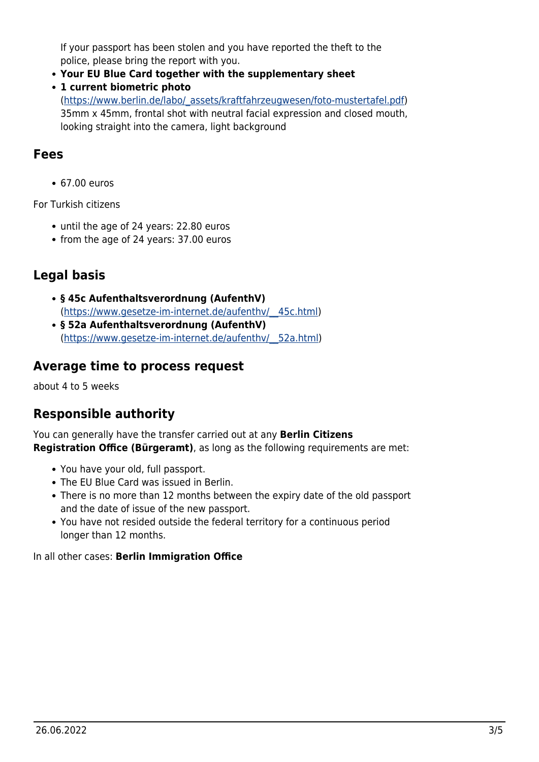If your passport has been stolen and you have reported the theft to the police, please bring the report with you.

- **Your EU Blue Card together with the supplementary sheet**
- **1 current biometric photo** (https://www.berlin.de/labo/_assets/kraftfahrzeugwesen/foto-mustertafel.pdf) 35mm x 45mm, frontal shot with neutral facial expression and closed mouth, looking straight into the camera, light background

## Fees

- 67.00 euros

For Turkish citizens

- until the age of 24 years: 22.80 euros
- from the age of 24 years: 37.00 euros

## Legal basis

- **§ 45c Aufenthaltsverordnung (AufenthV)** (https://www.gesetze-im-internet.de/aufenthv/__45c.html)
- **§ 52a Aufenthaltsverordnung (AufenthV)** (https://www.gesetze-im-internet.de/aufenthv/__52a.html)

## Average time to process request

about 4 to 5 weeks

## Responsible authority

You can generally have the transfer carried out at any **Berlin Citizens Registration Office (Bürgeramt)**, as long as the following requirements are met:

- You have your old, full passport.
- The EU Blue Card was issued in Berlin.
- There is no more than 12 months between the expiry date of the old passport and the date of issue of the new passport.
- You have not resided outside the federal territory for a continuous period longer than 12 months.

In all other cases: **Berlin Immigration Office**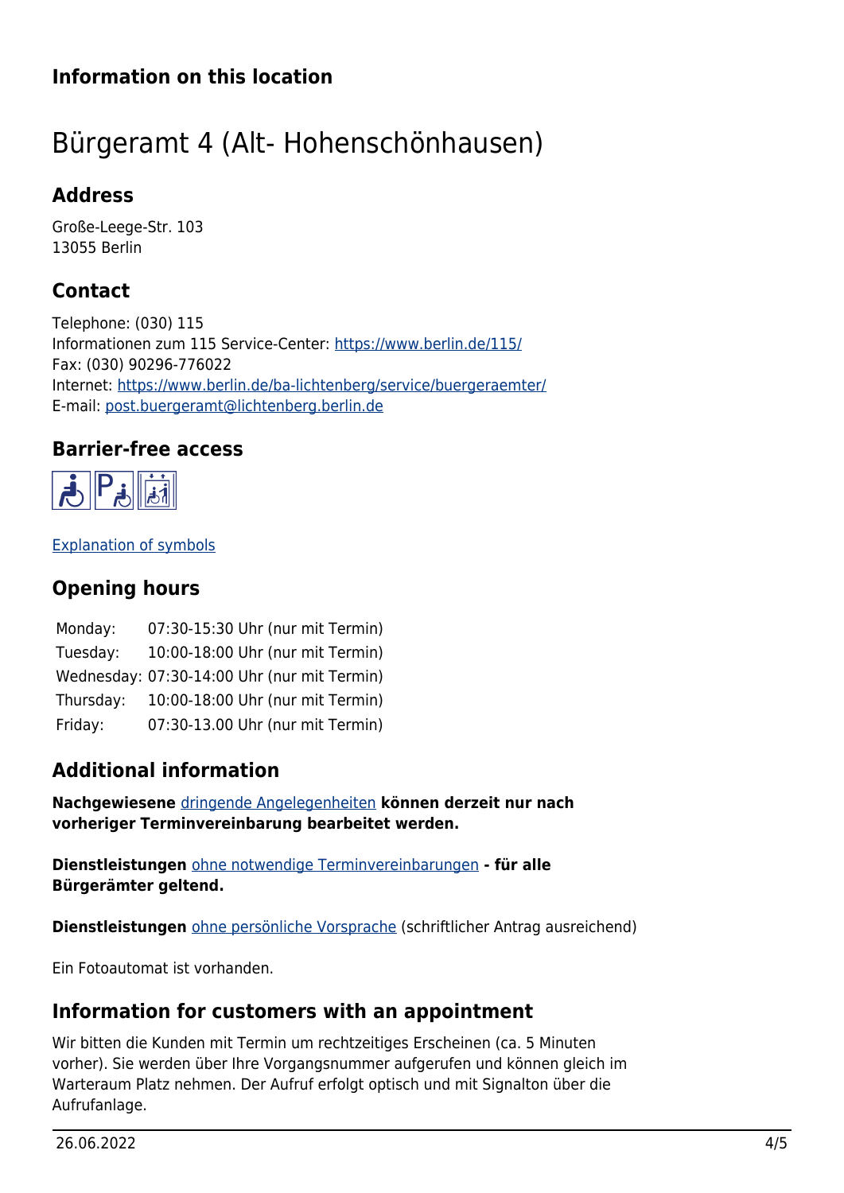## Information on this location

# Bürgeramt 4 (Alt- Hohenschönhausen)

## Address

Große-Leege-Str. 103
13055 Berlin

## Contact

Telephone: (030) 115
Informationen zum 115 Service-Center: https://www.berlin.de/115/
Fax: (030) 90296-776022
Internet: https://www.berlin.de/ba-lichtenberg/service/buergeraemter/
E-mail: post.buergeramt@lichtenberg.berlin.de

## Barrier-free access

Explanation of symbols

## Opening hours

| | |
|---|---|
| Monday: | 07:30-15:30 Uhr (nur mit Termin) |
| Tuesday: | 10:00-18:00 Uhr (nur mit Termin) |
| Wednesday: | 07:30-14:00 Uhr (nur mit Termin) |
| Thursday: | 10:00-18:00 Uhr (nur mit Termin) |
| Friday: | 07:30-13.00 Uhr (nur mit Termin) |

## Additional information

**Nachgewiesene** dringende Angelegenheiten **können derzeit nur nach vorheriger Terminvereinbarung bearbeitet werden.**

**Dienstleistungen** ohne notwendige Terminvereinbarungen **- für alle Bürgerämter geltend.**

**Dienstleistungen** ohne persönliche Vorsprache (schriftlicher Antrag ausreichend)

Ein Fotoautomat ist vorhanden.

## Information for customers with an appointment

Wir bitten die Kunden mit Termin um rechtzeitiges Erscheinen (ca. 5 Minuten vorher). Sie werden über Ihre Vorgangsnummer aufgerufen und können gleich im Warteraum Platz nehmen. Der Aufruf erfolgt optisch und mit Signalton über die Aufrufanlage.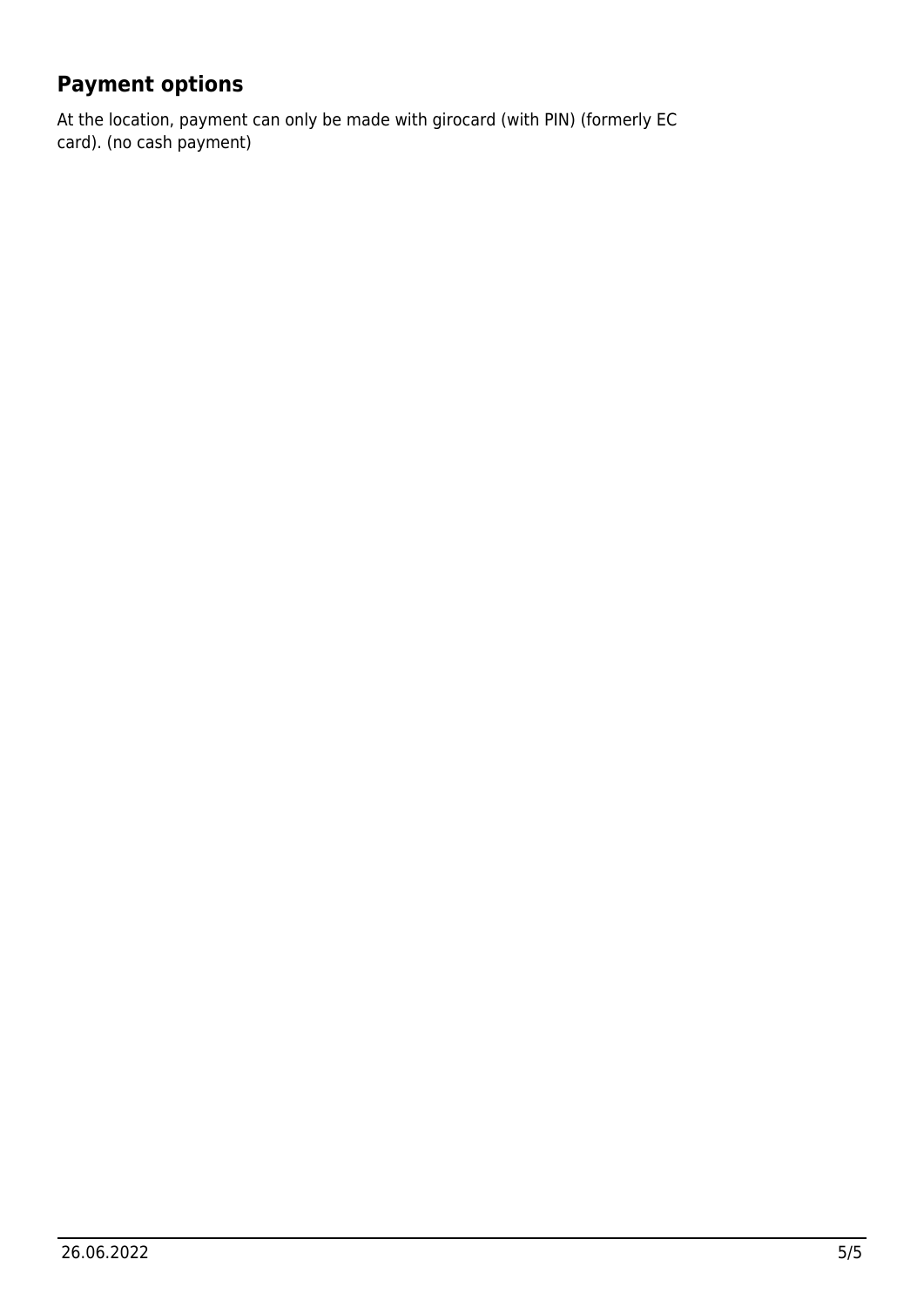## Payment options

At the location, payment can only be made with girocard (with PIN) (formerly EC card). (no cash payment)